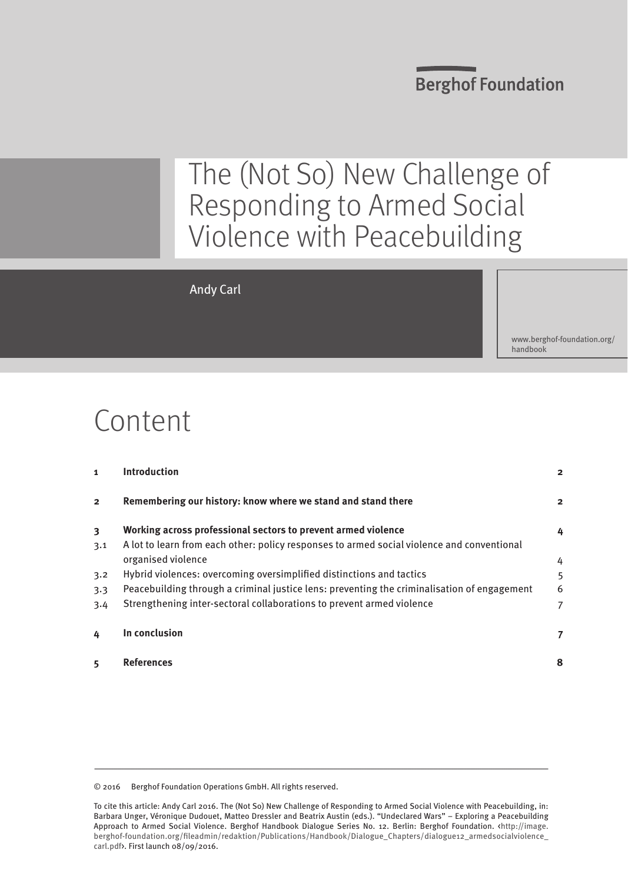Berghof Foundation

# The (Not So) New Challenge of Responding to Armed Social Violence with Peacebuilding

Andy Carl

www.berghof-foundation.org/handbook

## Content

| | | |
|---|---|---|
| **1** | **Introduction** | **2** |
| **2** | **Remembering our history: know where we stand and stand there** | **2** |
| **3** | **Working across professional sectors to prevent armed violence** | **4** |
| 3.1 | A lot to learn from each other: policy responses to armed social violence and conventional organised violence | 4 |
| 3.2 | Hybrid violences: overcoming oversimplified distinctions and tactics | 5 |
| 3.3 | Peacebuilding through a criminal justice lens: preventing the criminalisation of engagement | 6 |
| 3.4 | Strengthening inter-sectoral collaborations to prevent armed violence | 7 |
| **4** | **In conclusion** | **7** |
| **5** | **References** | **8** |

© 2016 Berghof Foundation Operations GmbH. All rights reserved.

To cite this article: Andy Carl 2016. The (Not So) New Challenge of Responding to Armed Social Violence with Peacebuilding, in: Barbara Unger, Véronique Dudouet, Matteo Dressler and Beatrix Austin (eds.). "Undeclared Wars" – Exploring a Peacebuilding Approach to Armed Social Violence. Berghof Handbook Dialogue Series No. 12. Berlin: Berghof Foundation. <http://image.berghof-foundation.org/fileadmin/redaktion/Publications/Handbook/Dialogue_Chapters/dialogue12_armedsocialviolence_carl.pdf>. First launch 08/09/2016.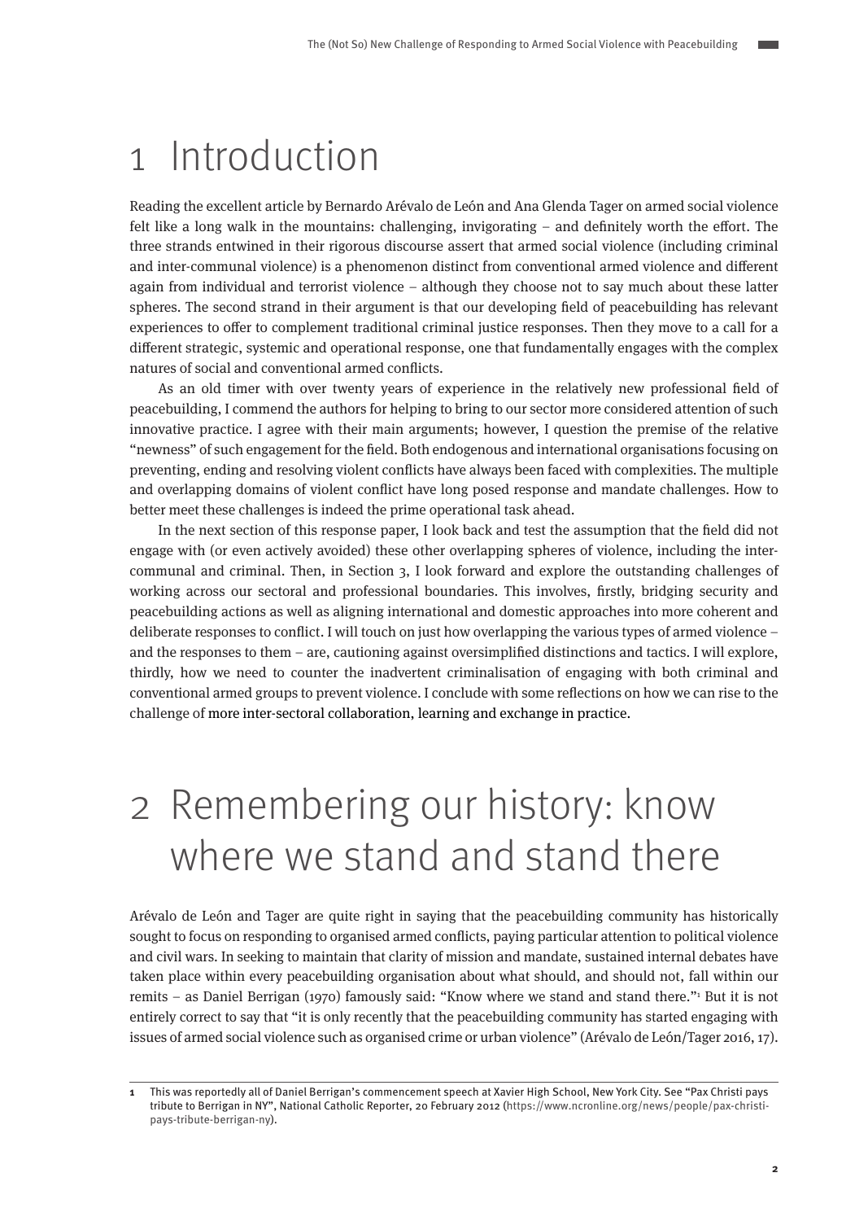# 1 Introduction

Reading the excellent article by Bernardo Arévalo de León and Ana Glenda Tager on armed social violence felt like a long walk in the mountains: challenging, invigorating – and definitely worth the effort. The three strands entwined in their rigorous discourse assert that armed social violence (including criminal and inter-communal violence) is a phenomenon distinct from conventional armed violence and different again from individual and terrorist violence – although they choose not to say much about these latter spheres. The second strand in their argument is that our developing field of peacebuilding has relevant experiences to offer to complement traditional criminal justice responses. Then they move to a call for a different strategic, systemic and operational response, one that fundamentally engages with the complex natures of social and conventional armed conflicts.

As an old timer with over twenty years of experience in the relatively new professional field of peacebuilding, I commend the authors for helping to bring to our sector more considered attention of such innovative practice. I agree with their main arguments; however, I question the premise of the relative "newness" of such engagement for the field. Both endogenous and international organisations focusing on preventing, ending and resolving violent conflicts have always been faced with complexities. The multiple and overlapping domains of violent conflict have long posed response and mandate challenges. How to better meet these challenges is indeed the prime operational task ahead.

In the next section of this response paper, I look back and test the assumption that the field did not engage with (or even actively avoided) these other overlapping spheres of violence, including the inter-communal and criminal. Then, in Section 3, I look forward and explore the outstanding challenges of working across our sectoral and professional boundaries. This involves, firstly, bridging security and peacebuilding actions as well as aligning international and domestic approaches into more coherent and deliberate responses to conflict. I will touch on just how overlapping the various types of armed violence – and the responses to them – are, cautioning against oversimplified distinctions and tactics. I will explore, thirdly, how we need to counter the inadvertent criminalisation of engaging with both criminal and conventional armed groups to prevent violence. I conclude with some reflections on how we can rise to the challenge of more inter-sectoral collaboration, learning and exchange in practice.

# 2 Remembering our history: know where we stand and stand there

Arévalo de León and Tager are quite right in saying that the peacebuilding community has historically sought to focus on responding to organised armed conflicts, paying particular attention to political violence and civil wars. In seeking to maintain that clarity of mission and mandate, sustained internal debates have taken place within every peacebuilding organisation about what should, and should not, fall within our remits – as Daniel Berrigan (1970) famously said: "Know where we stand and stand there."[1] But it is not entirely correct to say that "it is only recently that the peacebuilding community has started engaging with issues of armed social violence such as organised crime or urban violence" (Arévalo de León/Tager 2016, 17).

---

[1] This was reportedly all of Daniel Berrigan's commencement speech at Xavier High School, New York City. See "Pax Christi pays tribute to Berrigan in NY", National Catholic Reporter, 20 February 2012 (https://www.ncronline.org/news/people/pax-christi-pays-tribute-berrigan-ny).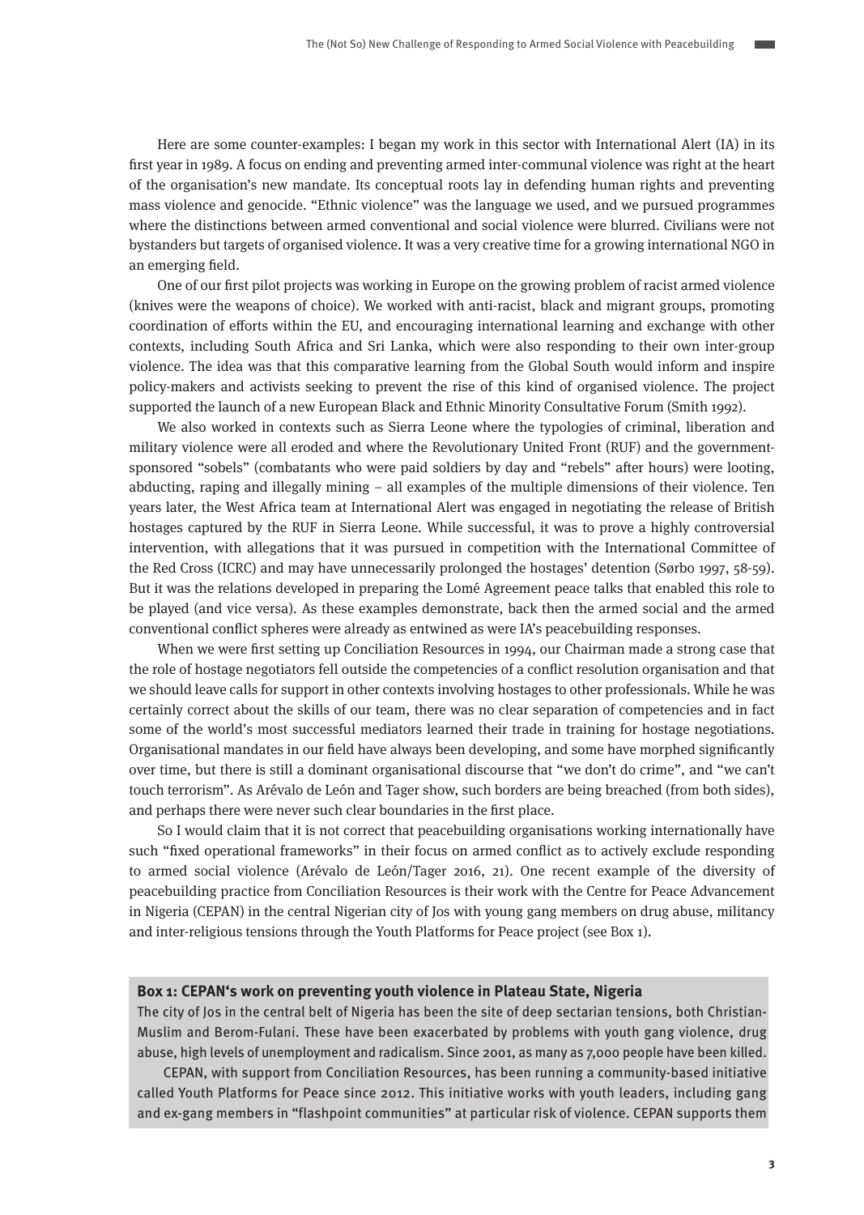Here are some counter-examples: I began my work in this sector with International Alert (IA) in its first year in 1989. A focus on ending and preventing armed inter-communal violence was right at the heart of the organisation's new mandate. Its conceptual roots lay in defending human rights and preventing mass violence and genocide. "Ethnic violence" was the language we used, and we pursued programmes where the distinctions between armed conventional and social violence were blurred. Civilians were not bystanders but targets of organised violence. It was a very creative time for a growing international NGO in an emerging field.

One of our first pilot projects was working in Europe on the growing problem of racist armed violence (knives were the weapons of choice). We worked with anti-racist, black and migrant groups, promoting coordination of efforts within the EU, and encouraging international learning and exchange with other contexts, including South Africa and Sri Lanka, which were also responding to their own inter-group violence. The idea was that this comparative learning from the Global South would inform and inspire policy-makers and activists seeking to prevent the rise of this kind of organised violence. The project supported the launch of a new European Black and Ethnic Minority Consultative Forum (Smith 1992).

We also worked in contexts such as Sierra Leone where the typologies of criminal, liberation and military violence were all eroded and where the Revolutionary United Front (RUF) and the government-sponsored "sobels" (combatants who were paid soldiers by day and "rebels" after hours) were looting, abducting, raping and illegally mining – all examples of the multiple dimensions of their violence. Ten years later, the West Africa team at International Alert was engaged in negotiating the release of British hostages captured by the RUF in Sierra Leone. While successful, it was to prove a highly controversial intervention, with allegations that it was pursued in competition with the International Committee of the Red Cross (ICRC) and may have unnecessarily prolonged the hostages' detention (Sørbo 1997, 58-59). But it was the relations developed in preparing the Lomé Agreement peace talks that enabled this role to be played (and vice versa). As these examples demonstrate, back then the armed social and the armed conventional conflict spheres were already as entwined as were IA's peacebuilding responses.

When we were first setting up Conciliation Resources in 1994, our Chairman made a strong case that the role of hostage negotiators fell outside the competencies of a conflict resolution organisation and that we should leave calls for support in other contexts involving hostages to other professionals. While he was certainly correct about the skills of our team, there was no clear separation of competencies and in fact some of the world's most successful mediators learned their trade in training for hostage negotiations. Organisational mandates in our field have always been developing, and some have morphed significantly over time, but there is still a dominant organisational discourse that "we don't do crime", and "we can't touch terrorism". As Arévalo de León and Tager show, such borders are being breached (from both sides), and perhaps there were never such clear boundaries in the first place.

So I would claim that it is not correct that peacebuilding organisations working internationally have such "fixed operational frameworks" in their focus on armed conflict as to actively exclude responding to armed social violence (Arévalo de León/Tager 2016, 21). One recent example of the diversity of peacebuilding practice from Conciliation Resources is their work with the Centre for Peace Advancement in Nigeria (CEPAN) in the central Nigerian city of Jos with young gang members on drug abuse, militancy and inter-religious tensions through the Youth Platforms for Peace project (see Box 1).

**Box 1: CEPAN's work on preventing youth violence in Plateau State, Nigeria**

The city of Jos in the central belt of Nigeria has been the site of deep sectarian tensions, both Christian-Muslim and Berom-Fulani. These have been exacerbated by problems with youth gang violence, drug abuse, high levels of unemployment and radicalism. Since 2001, as many as 7,000 people have been killed.

CEPAN, with support from Conciliation Resources, has been running a community-based initiative called Youth Platforms for Peace since 2012. This initiative works with youth leaders, including gang and ex-gang members in "flashpoint communities" at particular risk of violence. CEPAN supports them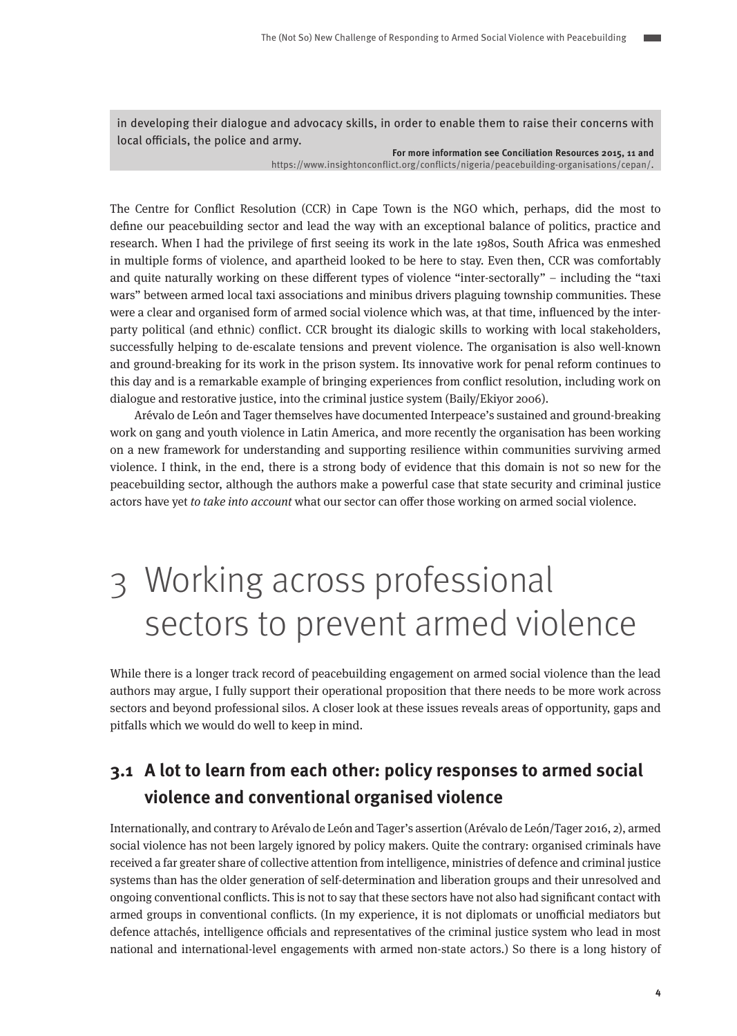in developing their dialogue and advocacy skills, in order to enable them to raise their concerns with local officials, the police and army.

**For more information see Conciliation Resources 2015, 11 and** https://www.insightonconflict.org/conflicts/nigeria/peacebuilding-organisations/cepan/.

The Centre for Conflict Resolution (CCR) in Cape Town is the NGO which, perhaps, did the most to define our peacebuilding sector and lead the way with an exceptional balance of politics, practice and research. When I had the privilege of first seeing its work in the late 1980s, South Africa was enmeshed in multiple forms of violence, and apartheid looked to be here to stay. Even then, CCR was comfortably and quite naturally working on these different types of violence "inter-sectorally" – including the "taxi wars" between armed local taxi associations and minibus drivers plaguing township communities. These were a clear and organised form of armed social violence which was, at that time, influenced by the inter-party political (and ethnic) conflict. CCR brought its dialogic skills to working with local stakeholders, successfully helping to de-escalate tensions and prevent violence. The organisation is also well-known and ground-breaking for its work in the prison system. Its innovative work for penal reform continues to this day and is a remarkable example of bringing experiences from conflict resolution, including work on dialogue and restorative justice, into the criminal justice system (Baily/Ekiyor 2006).

Arévalo de León and Tager themselves have documented Interpeace's sustained and ground-breaking work on gang and youth violence in Latin America, and more recently the organisation has been working on a new framework for understanding and supporting resilience within communities surviving armed violence. I think, in the end, there is a strong body of evidence that this domain is not so new for the peacebuilding sector, although the authors make a powerful case that state security and criminal justice actors have yet *to take into account* what our sector can offer those working on armed social violence.

# 3 Working across professional sectors to prevent armed violence

While there is a longer track record of peacebuilding engagement on armed social violence than the lead authors may argue, I fully support their operational proposition that there needs to be more work across sectors and beyond professional silos. A closer look at these issues reveals areas of opportunity, gaps and pitfalls which we would do well to keep in mind.

## 3.1 A lot to learn from each other: policy responses to armed social violence and conventional organised violence

Internationally, and contrary to Arévalo de León and Tager's assertion (Arévalo de León/Tager 2016, 2), armed social violence has not been largely ignored by policy makers. Quite the contrary: organised criminals have received a far greater share of collective attention from intelligence, ministries of defence and criminal justice systems than has the older generation of self-determination and liberation groups and their unresolved and ongoing conventional conflicts. This is not to say that these sectors have not also had significant contact with armed groups in conventional conflicts. (In my experience, it is not diplomats or unofficial mediators but defence attachés, intelligence officials and representatives of the criminal justice system who lead in most national and international-level engagements with armed non-state actors.) So there is a long history of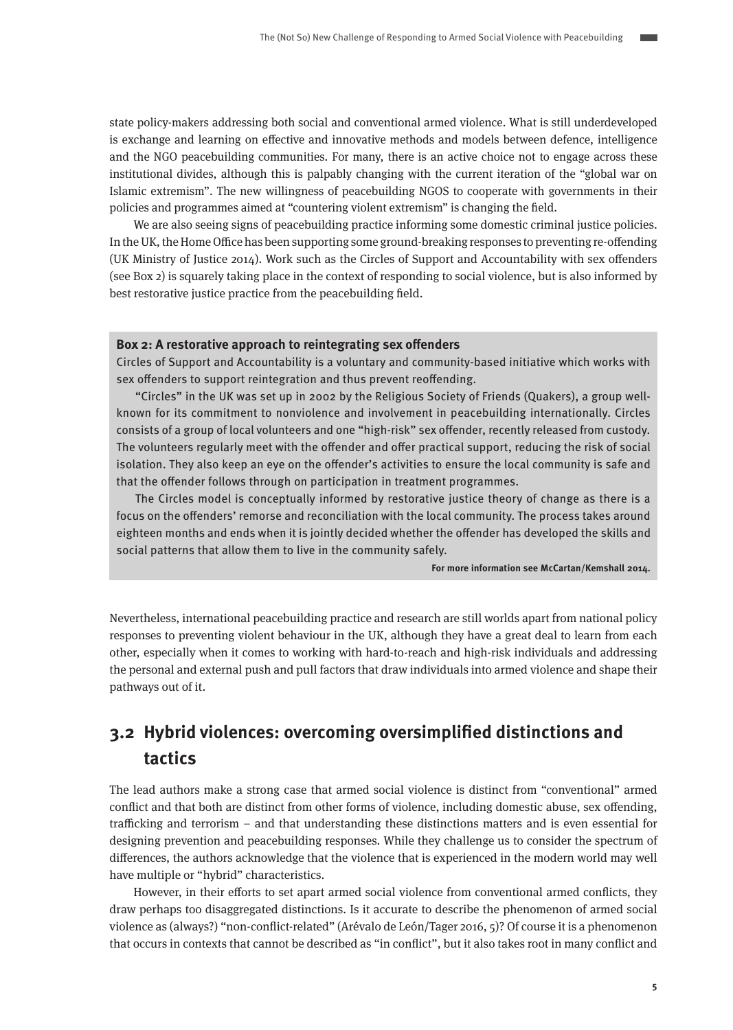state policy-makers addressing both social and conventional armed violence. What is still underdeveloped is exchange and learning on effective and innovative methods and models between defence, intelligence and the NGO peacebuilding communities. For many, there is an active choice not to engage across these institutional divides, although this is palpably changing with the current iteration of the "global war on Islamic extremism". The new willingness of peacebuilding NGOS to cooperate with governments in their policies and programmes aimed at "countering violent extremism" is changing the field.

We are also seeing signs of peacebuilding practice informing some domestic criminal justice policies. In the UK, the Home Office has been supporting some ground-breaking responses to preventing re-offending (UK Ministry of Justice 2014). Work such as the Circles of Support and Accountability with sex offenders (see Box 2) is squarely taking place in the context of responding to social violence, but is also informed by best restorative justice practice from the peacebuilding field.

> **Box 2: A restorative approach to reintegrating sex offenders**
>
> Circles of Support and Accountability is a voluntary and community-based initiative which works with sex offenders to support reintegration and thus prevent reoffending.
>
> "Circles" in the UK was set up in 2002 by the Religious Society of Friends (Quakers), a group well-known for its commitment to nonviolence and involvement in peacebuilding internationally. Circles consists of a group of local volunteers and one "high-risk" sex offender, recently released from custody. The volunteers regularly meet with the offender and offer practical support, reducing the risk of social isolation. They also keep an eye on the offender's activities to ensure the local community is safe and that the offender follows through on participation in treatment programmes.
>
> The Circles model is conceptually informed by restorative justice theory of change as there is a focus on the offenders' remorse and reconciliation with the local community. The process takes around eighteen months and ends when it is jointly decided whether the offender has developed the skills and social patterns that allow them to live in the community safely.
>
> **For more information see McCartan/Kemshall 2014.**

Nevertheless, international peacebuilding practice and research are still worlds apart from national policy responses to preventing violent behaviour in the UK, although they have a great deal to learn from each other, especially when it comes to working with hard-to-reach and high-risk individuals and addressing the personal and external push and pull factors that draw individuals into armed violence and shape their pathways out of it.

## 3.2 Hybrid violences: overcoming oversimplified distinctions and tactics

The lead authors make a strong case that armed social violence is distinct from "conventional" armed conflict and that both are distinct from other forms of violence, including domestic abuse, sex offending, trafficking and terrorism – and that understanding these distinctions matters and is even essential for designing prevention and peacebuilding responses. While they challenge us to consider the spectrum of differences, the authors acknowledge that the violence that is experienced in the modern world may well have multiple or "hybrid" characteristics.

However, in their efforts to set apart armed social violence from conventional armed conflicts, they draw perhaps too disaggregated distinctions. Is it accurate to describe the phenomenon of armed social violence as (always?) "non-conflict-related" (Arévalo de León/Tager 2016, 5)? Of course it is a phenomenon that occurs in contexts that cannot be described as "in conflict", but it also takes root in many conflict and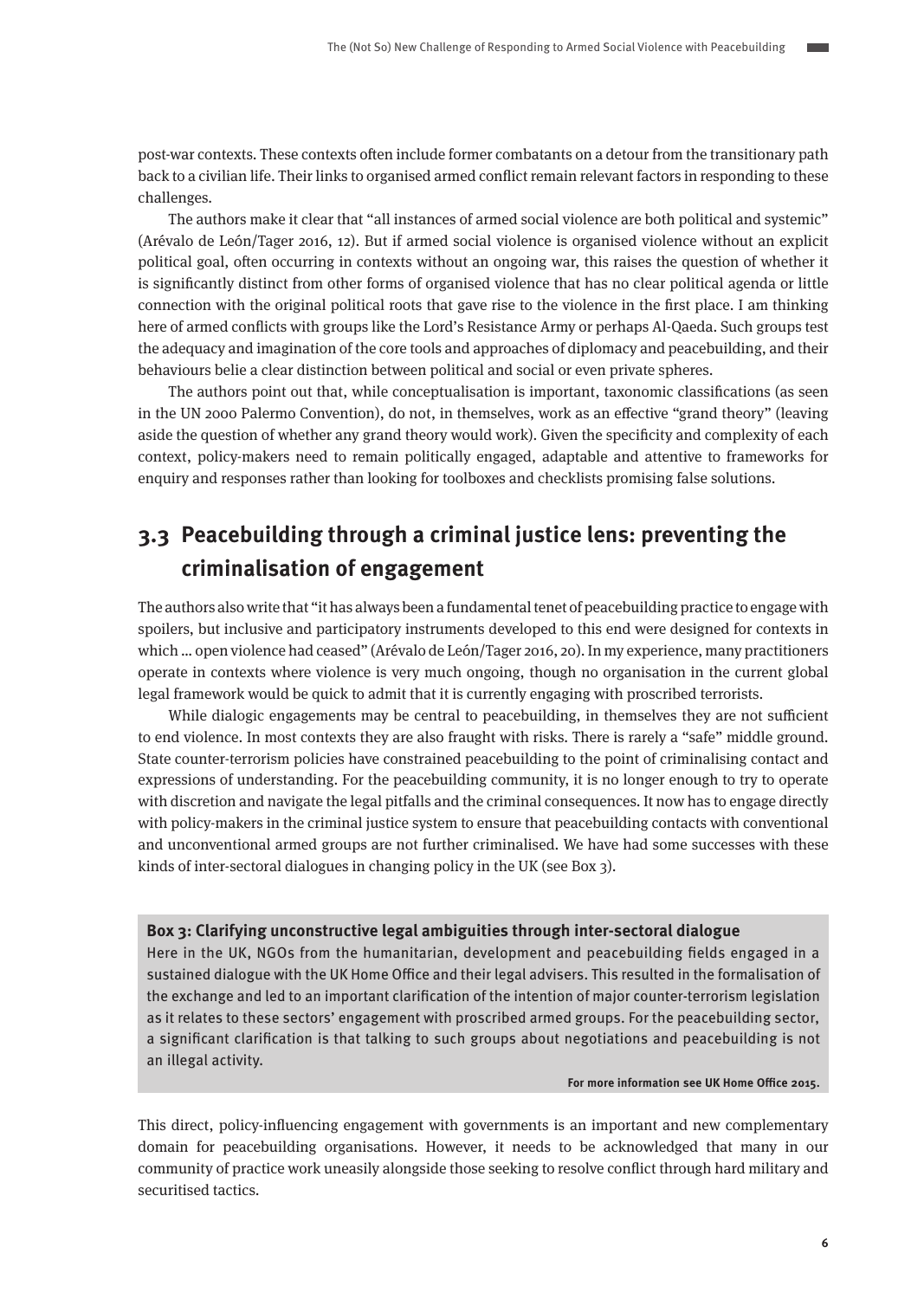post-war contexts. These contexts often include former combatants on a detour from the transitional path back to a civilian life. Their links to organised armed conflict remain relevant factors in responding to these challenges.

The authors make it clear that "all instances of armed social violence are both political and systemic" (Arévalo de León/Tager 2016, 12). But if armed social violence is organised violence without an explicit political goal, often occurring in contexts without an ongoing war, this raises the question of whether it is significantly distinct from other forms of organised violence that has no clear political agenda or little connection with the original political roots that gave rise to the violence in the first place. I am thinking here of armed conflicts with groups like the Lord's Resistance Army or perhaps Al-Qaeda. Such groups test the adequacy and imagination of the core tools and approaches of diplomacy and peacebuilding, and their behaviours belie a clear distinction between political and social or even private spheres.

The authors point out that, while conceptualisation is important, taxonomic classifications (as seen in the UN 2000 Palermo Convention), do not, in themselves, work as an effective "grand theory" (leaving aside the question of whether any grand theory would work). Given the specificity and complexity of each context, policy-makers need to remain politically engaged, adaptable and attentive to frameworks for enquiry and responses rather than looking for toolboxes and checklists promising false solutions.

## 3.3 Peacebuilding through a criminal justice lens: preventing the criminalisation of engagement

The authors also write that "it has always been a fundamental tenet of peacebuilding practice to engage with spoilers, but inclusive and participatory instruments developed to this end were designed for contexts in which ... open violence had ceased" (Arévalo de León/Tager 2016, 20). In my experience, many practitioners operate in contexts where violence is very much ongoing, though no organisation in the current global legal framework would be quick to admit that it is currently engaging with proscribed terrorists.

While dialogic engagements may be central to peacebuilding, in themselves they are not sufficient to end violence. In most contexts they are also fraught with risks. There is rarely a "safe" middle ground. State counter-terrorism policies have constrained peacebuilding to the point of criminalising contact and expressions of understanding. For the peacebuilding community, it is no longer enough to try to operate with discretion and navigate the legal pitfalls and the criminal consequences. It now has to engage directly with policy-makers in the criminal justice system to ensure that peacebuilding contacts with conventional and unconventional armed groups are not further criminalised. We have had some successes with these kinds of inter-sectoral dialogues in changing policy in the UK (see Box 3).

**Box 3: Clarifying unconstructive legal ambiguities through inter-sectoral dialogue**

Here in the UK, NGOs from the humanitarian, development and peacebuilding fields engaged in a sustained dialogue with the UK Home Office and their legal advisers. This resulted in the formalisation of the exchange and led to an important clarification of the intention of major counter-terrorism legislation as it relates to these sectors' engagement with proscribed armed groups. For the peacebuilding sector, a significant clarification is that talking to such groups about negotiations and peacebuilding is not an illegal activity.

**For more information see UK Home Office 2015.**

This direct, policy-influencing engagement with governments is an important and new complementary domain for peacebuilding organisations. However, it needs to be acknowledged that many in our community of practice work uneasily alongside those seeking to resolve conflict through hard military and securitised tactics.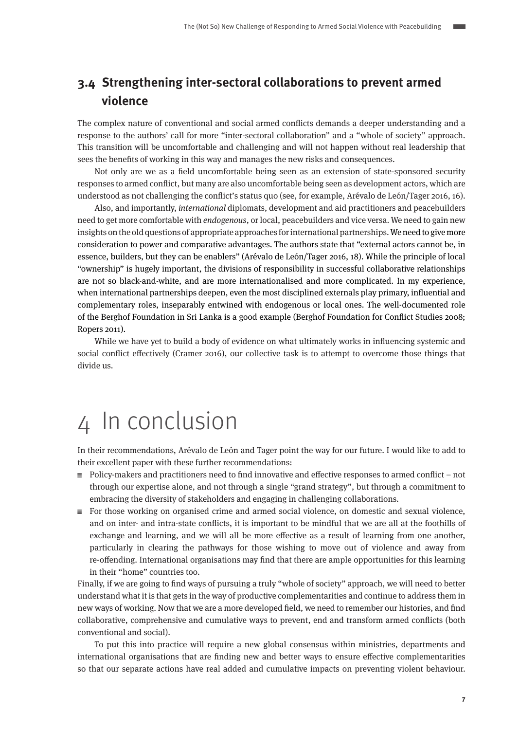### 3.4 Strengthening inter-sectoral collaborations to prevent armed violence

The complex nature of conventional and social armed conflicts demands a deeper understanding and a response to the authors' call for more "inter-sectoral collaboration" and a "whole of society" approach. This transition will be uncomfortable and challenging and will not happen without real leadership that sees the benefits of working in this way and manages the new risks and consequences.

Not only are we as a field uncomfortable being seen as an extension of state-sponsored security responses to armed conflict, but many are also uncomfortable being seen as development actors, which are understood as not challenging the conflict's status quo (see, for example, Arévalo de León/Tager 2016, 16).

Also, and importantly, *international* diplomats, development and aid practitioners and peacebuilders need to get more comfortable with *endogenous*, or local, peacebuilders and vice versa. We need to gain new insights on the old questions of appropriate approaches for international partnerships. We need to give more consideration to power and comparative advantages. The authors state that "external actors cannot be, in essence, builders, but they can be enablers" (Arévalo de León/Tager 2016, 18). While the principle of local "ownership" is hugely important, the divisions of responsibility in successful collaborative relationships are not so black-and-white, and are more internationalised and more complicated. In my experience, when international partnerships deepen, even the most disciplined externals play primary, influential and complementary roles, inseparably entwined with endogenous or local ones. The well-documented role of the Berghof Foundation in Sri Lanka is a good example (Berghof Foundation for Conflict Studies 2008; Ropers 2011).

While we have yet to build a body of evidence on what ultimately works in influencing systemic and social conflict effectively (Cramer 2016), our collective task is to attempt to overcome those things that divide us.

# 4 In conclusion

In their recommendations, Arévalo de León and Tager point the way for our future. I would like to add to their excellent paper with these further recommendations:

- Policy-makers and practitioners need to find innovative and effective responses to armed conflict – not through our expertise alone, and not through a single "grand strategy", but through a commitment to embracing the diversity of stakeholders and engaging in challenging collaborations.
- For those working on organised crime and armed social violence, on domestic and sexual violence, and on inter- and intra-state conflicts, it is important to be mindful that we are all at the foothills of exchange and learning, and we will all be more effective as a result of learning from one another, particularly in clearing the pathways for those wishing to move out of violence and away from re-offending. International organisations may find that there are ample opportunities for this learning in their "home" countries too.

Finally, if we are going to find ways of pursuing a truly "whole of society" approach, we will need to better understand what it is that gets in the way of productive complementarities and continue to address them in new ways of working. Now that we are a more developed field, we need to remember our histories, and find collaborative, comprehensive and cumulative ways to prevent, end and transform armed conflicts (both conventional and social).

To put this into practice will require a new global consensus within ministries, departments and international organisations that are finding new and better ways to ensure effective complementarities so that our separate actions have real added and cumulative impacts on preventing violent behaviour.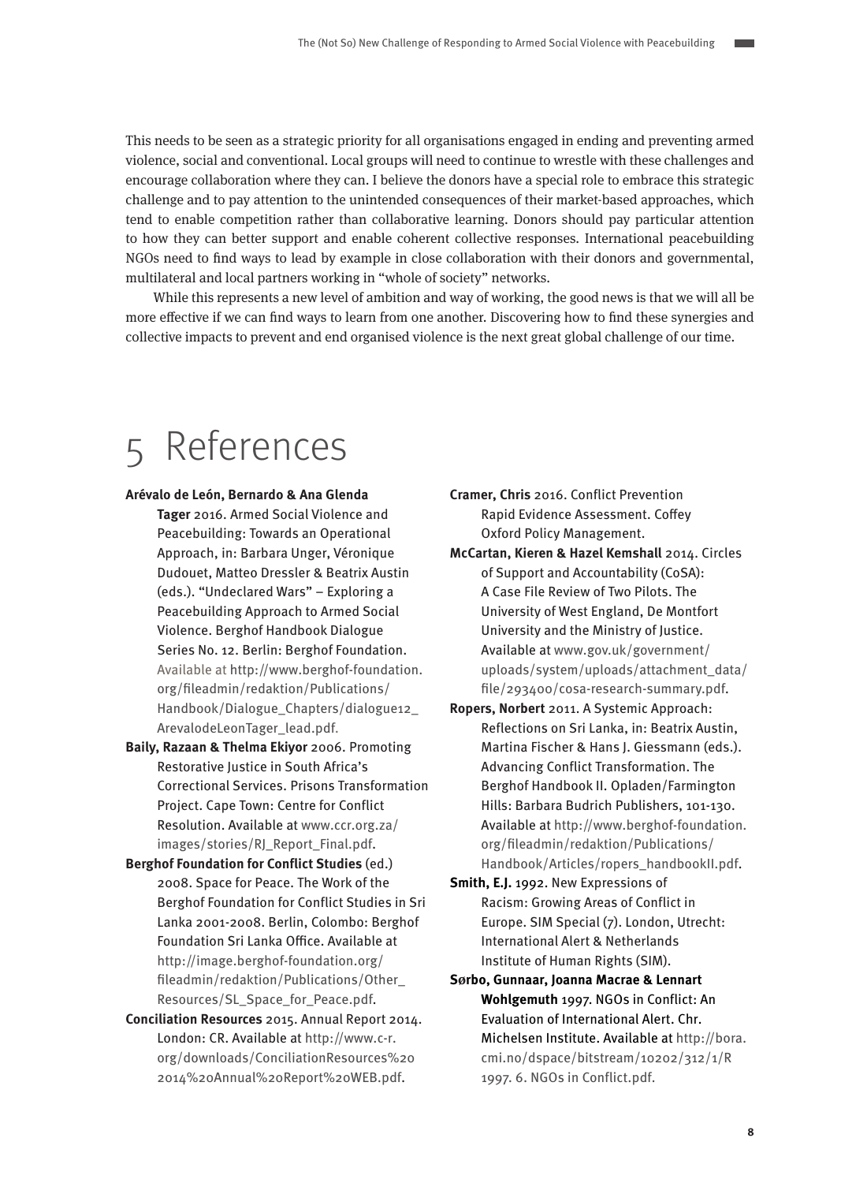This needs to be seen as a strategic priority for all organisations engaged in ending and preventing armed violence, social and conventional. Local groups will need to continue to wrestle with these challenges and encourage collaboration where they can. I believe the donors have a special role to embrace this strategic challenge and to pay attention to the unintended consequences of their market-based approaches, which tend to enable competition rather than collaborative learning. Donors should pay particular attention to how they can better support and enable coherent collective responses. International peacebuilding NGOs need to find ways to lead by example in close collaboration with their donors and governmental, multilateral and local partners working in "whole of society" networks.

While this represents a new level of ambition and way of working, the good news is that we will all be more effective if we can find ways to learn from one another. Discovering how to find these synergies and collective impacts to prevent and end organised violence is the next great global challenge of our time.

# 5 References

**Arévalo de León, Bernardo & Ana Glenda Tager** 2016. Armed Social Violence and Peacebuilding: Towards an Operational Approach, in: Barbara Unger, Véronique Dudouet, Matteo Dressler & Beatrix Austin (eds.). "Undeclared Wars" – Exploring a Peacebuilding Approach to Armed Social Violence. Berghof Handbook Dialogue Series No. 12. Berlin: Berghof Foundation. Available at http://www.berghof-foundation.org/fileadmin/redaktion/Publications/Handbook/Dialogue_Chapters/dialogue12_ArevalodeLeonTager_lead.pdf.

**Baily, Razaan & Thelma Ekiyor** 2006. Promoting Restorative Justice in South Africa's Correctional Services. Prisons Transformation Project. Cape Town: Centre for Conflict Resolution. Available at www.ccr.org.za/images/stories/RJ_Report_Final.pdf.

**Berghof Foundation for Conflict Studies** (ed.) 2008. Space for Peace. The Work of the Berghof Foundation for Conflict Studies in Sri Lanka 2001-2008. Berlin, Colombo: Berghof Foundation Sri Lanka Office. Available at http://image.berghof-foundation.org/fileadmin/redaktion/Publications/Other_Resources/SL_Space_for_Peace.pdf.

**Conciliation Resources** 2015. Annual Report 2014. London: CR. Available at http://www.c-r.org/downloads/ConciliationResources%20 2014%20Annual%20Report%20WEB.pdf.

**Cramer, Chris** 2016. Conflict Prevention Rapid Evidence Assessment. Coffey Oxford Policy Management.

**McCartan, Kieren & Hazel Kemshall** 2014. Circles of Support and Accountability (CoSA): A Case File Review of Two Pilots. The University of West England, De Montfort University and the Ministry of Justice. Available at www.gov.uk/government/uploads/system/uploads/attachment_data/file/293400/cosa-research-summary.pdf.

**Ropers, Norbert** 2011. A Systemic Approach: Reflections on Sri Lanka, in: Beatrix Austin, Martina Fischer & Hans J. Giessmann (eds.). Advancing Conflict Transformation. The Berghof Handbook II. Opladen/Farmington Hills: Barbara Budrich Publishers, 101-130. Available at http://www.berghof-foundation.org/fileadmin/redaktion/Publications/Handbook/Articles/ropers_handbookII.pdf.

**Smith, E.J.** 1992. New Expressions of Racism: Growing Areas of Conflict in Europe. SIM Special (7). London, Utrecht: International Alert & Netherlands Institute of Human Rights (SIM).

**Sørbo, Gunnaar, Joanna Macrae & Lennart Wohlgemuth** 1997. NGOs in Conflict: An Evaluation of International Alert. Chr. Michelsen Institute. Available at http://bora.cmi.no/dspace/bitstream/10202/312/1/R 1997. 6. NGOs in Conflict.pdf.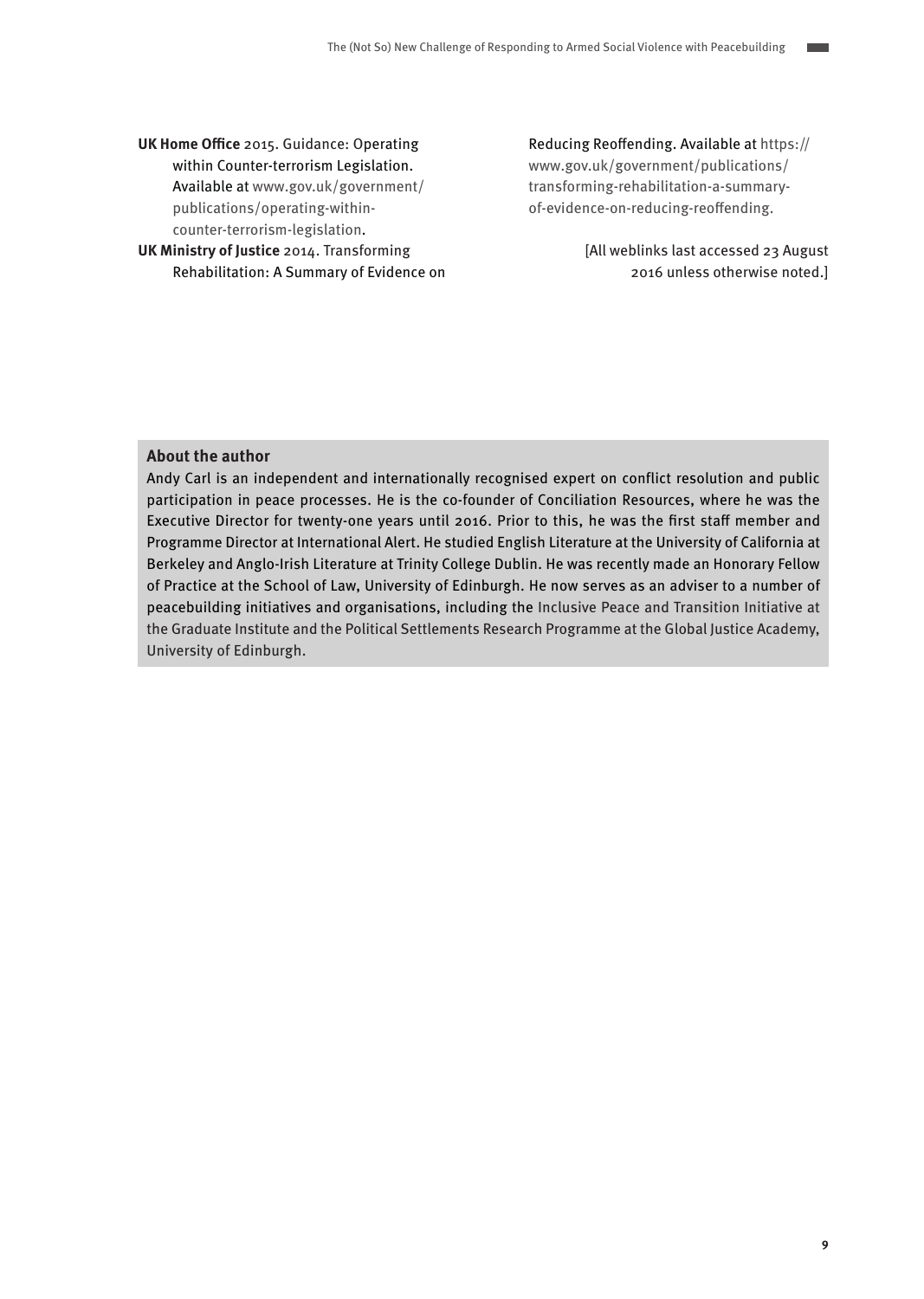**UK Home Office** 2015. Guidance: Operating within Counter-terrorism Legislation. Available at www.gov.uk/government/publications/operating-within-counter-terrorism-legislation.

**UK Ministry of Justice** 2014. Transforming Rehabilitation: A Summary of Evidence on Reducing Reoffending. Available at https://www.gov.uk/government/publications/transforming-rehabilitation-a-summary-of-evidence-on-reducing-reoffending.

[All weblinks last accessed 23 August 2016 unless otherwise noted.]

**About the author**

Andy Carl is an independent and internationally recognised expert on conflict resolution and public participation in peace processes. He is the co-founder of Conciliation Resources, where he was the Executive Director for twenty-one years until 2016. Prior to this, he was the first staff member and Programme Director at International Alert. He studied English Literature at the University of California at Berkeley and Anglo-Irish Literature at Trinity College Dublin. He was recently made an Honorary Fellow of Practice at the School of Law, University of Edinburgh. He now serves as an adviser to a number of peacebuilding initiatives and organisations, including the Inclusive Peace and Transition Initiative at the Graduate Institute and the Political Settlements Research Programme at the Global Justice Academy, University of Edinburgh.